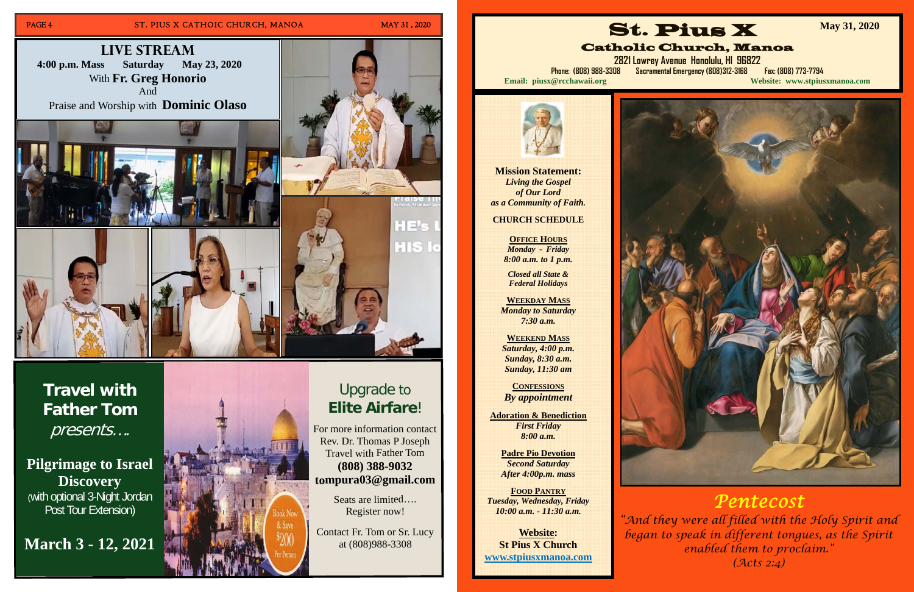## LIVE STREAM

**4:00 p.m. Mass Saturday May 23, 2020**

With **Fr. Greg Honorio**

And

Praise and Worship with **Dominic Olaso**

## Travel with Father Tom

*presents….*

**Pilgrimage to Israel Discovery**

(with optional 3-Night Jordan Post Tour Extension)

**March 3 - 12, 2021**

Book Now & Save $200 Per Person

### Upgrade to **Elite Airfare**!

For more information contact Rev. Dr. Thomas P Joseph Travel with Father Tom

**(808) 388-9032**

**tompura03@gmail.com**

Seats are limited…. Register now!

Contact Fr. Tom or Sr. Lucy at (808)988-3308

# St. Pius X

## Catholic Church, Manoa

**May 31, 2020**

2821 Lowrey Avenue Honolulu, HI 96822

Phone: (808) 988-3308 Sacramental Emergency (808)312-3168 Fax: (808) 773-7794

**Email: piusx@rcchawaii.org** **Website: www.stpiusxmanoa.com**

**Mission Statement:**

***Living the Gospel of Our Lord as a Community of Faith.***

**CHURCH SCHEDULE**

**OFFICE HOURS**

*Monday - Friday*

*8:00 a.m. to 1 p.m.*

*Closed all State & Federal Holidays*

**WEEKDAY MASS**

*Monday to Saturday*

*7:30 a.m.*

**WEEKEND MASS**

*Saturday, 4:00 p.m.*

*Sunday, 8:30 a.m.*

*Sunday, 11:30 am*

**CONFESSIONS**

*By appointment*

**Adoration & Benediction**

*First Friday*

*8:00 a.m.*

**Padre Pio Devotion**

*Second Saturday*

*After 4:00p.m. mass*

**FOOD PANTRY**

*Tuesday, Wednesday, Friday*

*10:00 a.m. - 11:30 a.m.*

**Website:**

**St Pius X Church**

**www.stpiusxmanoa.com**

## *Pentecost*

*"And they were all filled with the Holy Spirit and began to speak in different tongues, as the Spirit enabled them to proclaim."*

*(Acts 2:4)*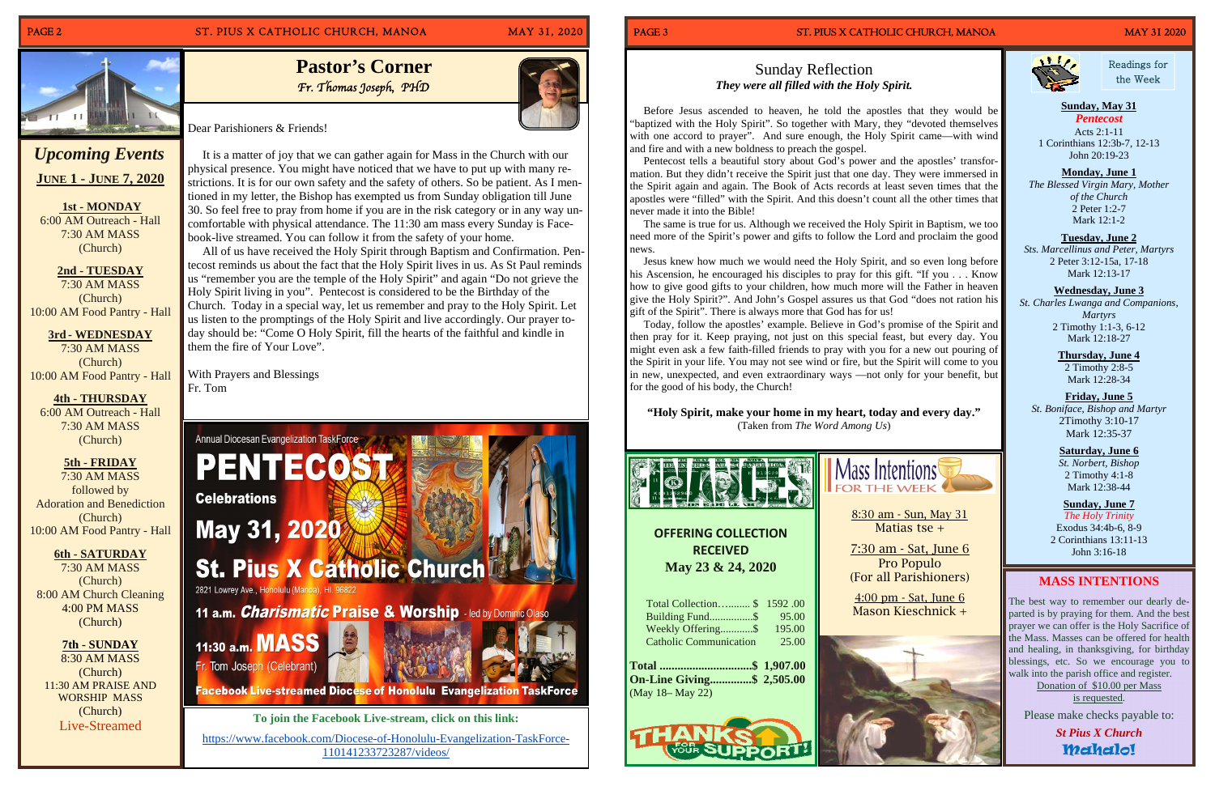## Upcoming Events

### JUNE 1 - JUNE 7, 2020

**1st - MONDAY**
6:00 AM Outreach - Hall
7:30 AM MASS
(Church)

**2nd - TUESDAY**
7:30 AM MASS
(Church)
10:00 AM Food Pantry - Hall

**3rd - WEDNESDAY**
7:30 AM MASS
(Church)
10:00 AM Food Pantry - Hall

**4th - THURSDAY**
6:00 AM Outreach - Hall
7:30 AM MASS
(Church)

**5th - FRIDAY**
7:30 AM MASS
followed by
Adoration and Benediction
(Church)
10:00 AM Food Pantry - Hall

**6th - SATURDAY**
7:30 AM MASS
(Church)
8:00 AM Church Cleaning
4:00 PM MASS
(Church)

**7th - SUNDAY**
8:30 AM MASS
(Church)
11:30 AM PRAISE AND WORSHIP MASS
(Church)
Live-Streamed

## Pastor's Corner

*Fr. Thomas Joseph, PHD*

Dear Parishioners & Friends!

It is a matter of joy that we can gather again for Mass in the Church with our physical presence. You might have noticed that we have to put up with many restrictions. It is for our own safety and the safety of others. So be patient. As I mentioned in my letter, the Bishop has exempted us from Sunday obligation till June 30. So feel free to pray from home if you are in the risk category or in any way uncomfortable with physical attendance. The 11:30 am mass every Sunday is Facebook-live streamed. You can follow it from the safety of your home.

All of us have received the Holy Spirit through Baptism and Confirmation. Pentecost reminds us about the fact that the Holy Spirit lives in us. As St Paul reminds us "remember you are the temple of the Holy Spirit" and again "Do not grieve the Holy Spirit living in you". Pentecost is considered to be the Birthday of the Church. Today in a special way, let us remember and pray to the Holy Spirit. Let us listen to the promptings of the Holy Spirit and live accordingly. Our prayer today should be: "Come O Holy Spirit, fill the hearts of the faithful and kindle in them the fire of Your Love".

With Prayers and Blessings
Fr. Tom

Annual Diocesan Evangelization TaskForce

**PENTECOST Celebrations**

**May 31, 2020**

**St. Pius X Catholic Church**

2821 Lowrey Ave., Honolulu (Manoa), HI. 96822

11 a.m. *Charismatic* Praise & Worship - led by Dominic Olaso

11:30 a.m. MASS

Fr. Tom Joseph (Celebrant)

Facebook Live-streamed Diocese of Honolulu Evangelization TaskForce

**To join the Facebook Live-stream, click on this link:**

https://www.facebook.com/Diocese-of-Honolulu-Evangelization-TaskForce-110141233723287/videos/

## Sunday Reflection

***They were all filled with the Holy Spirit.***

Before Jesus ascended to heaven, he told the apostles that they would be "baptized with the Holy Spirit". So together with Mary, they "devoted themselves with one accord to prayer". And sure enough, the Holy Spirit came—with wind and fire and with a new boldness to preach the gospel.

Pentecost tells a beautiful story about God's power and the apostles' transformation. But they didn't receive the Spirit just that one day. They were immersed in the Spirit again and again. The Book of Acts records at least seven times that the apostles were "filled" with the Spirit. And this doesn't count all the other times that never made it into the Bible!

The same is true for us. Although we received the Holy Spirit in Baptism, we too need more of the Spirit's power and gifts to follow the Lord and proclaim the good news.

Jesus knew how much we would need the Holy Spirit, and so even long before his Ascension, he encouraged his disciples to pray for this gift. "If you . . . Know how to give good gifts to your children, how much more will the Father in heaven give the Holy Spirit?". And John's Gospel assures us that God "does not ration his gift of the Spirit". There is always more that God has for us!

Today, follow the apostles' example. Believe in God's promise of the Spirit and then pray for it. Keep praying, not just on this special feast, but every day. You might even ask a few faith-filled friends to pray with you for a new out pouring of the Spirit in your life. You may not see wind or fire, but the Spirit will come to you in new, unexpected, and even extraordinary ways —not only for your benefit, but for the good of his body, the Church!

**"Holy Spirit, make your home in my heart, today and every day."**
(Taken from *The Word Among Us*)

## FINANCES

**OFFERING COLLECTION RECEIVED**
**May 23 & 24, 2020**

| | |
|---|---|
| Total Collection | $ 1592 .00 |
| Building Fund | $ 95.00 |
| Weekly Offering | $ 195.00 |
| Catholic Communication | 25.00 |
| **Total** | **$ 1,907.00** |
| **On-Line Giving** | **$ 2,505.00** |

(May 18– May 22)

THANKS FOR YOUR SUPPORT!

## Mass Intentions FOR THE WEEK

8:30 am - Sun, May 31
Matias tse +

7:30 am - Sat, June 6
Pro Populo
(For all Parishioners)

4:00 pm - Sat, June 6
Mason Kieschnick +

## Readings for the Week

**Sunday, May 31**
***Pentecost***
Acts 2:1-11
1 Corinthians 12:3b-7, 12-13
John 20:19-23

**Monday, June 1**
*The Blessed Virgin Mary, Mother of the Church*
2 Peter 1:2-7
Mark 12:1-2

**Tuesday, June 2**
*Sts. Marcellinus and Peter, Martyrs*
2 Peter 3:12-15a, 17-18
Mark 12:13-17

**Wednesday, June 3**
*St. Charles Lwanga and Companions, Martyrs*
2 Timothy 1:1-3, 6-12
Mark 12:18-27

**Thursday, June 4**
2 Timothy 2:8-5
Mark 12:28-34

**Friday, June 5**
*St. Boniface, Bishop and Martyr*
2Timothy 3:10-17
Mark 12:35-37

**Saturday, June 6**
*St. Norbert, Bishop*
2 Timothy 4:1-8
Mark 12:38-44

**Sunday, June 7**
*The Holy Trinity*
Exodus 34:4b-6, 8-9
2 Corinthians 13:11-13
John 3:16-18

## MASS INTENTIONS

The best way to remember our dearly departed is by praying for them. And the best prayer we can offer is the Holy Sacrifice of the Mass. Masses can be offered for health and healing, in thanksgiving, for birthday blessings, etc. So we encourage you to walk into the parish office and register. Donation of $10.00 per Mass is requested.

Please make checks payable to:

***St Pius X Church***

**Mahalo!**